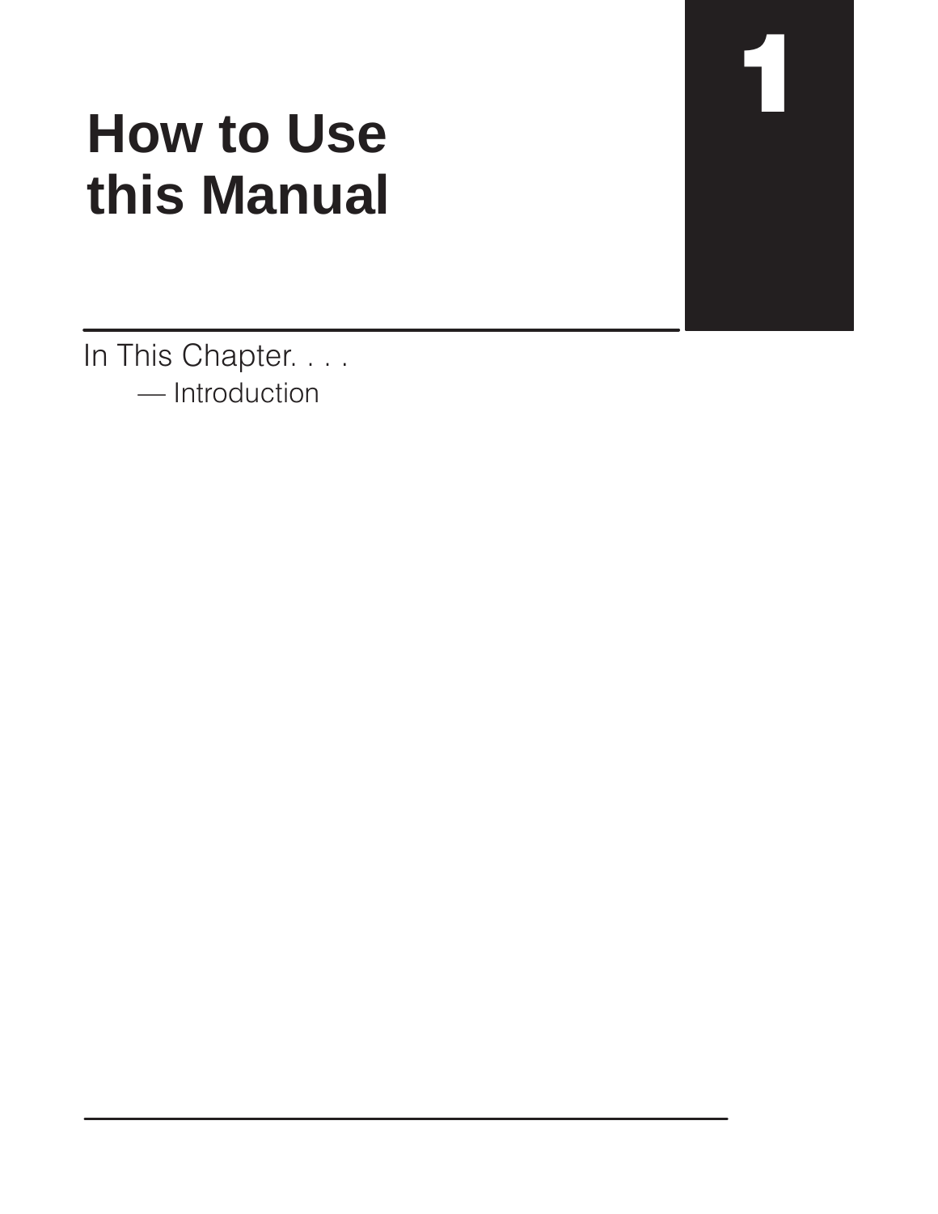# 1

# How to Use this Manual

In This Chapter. . . .

— Introduction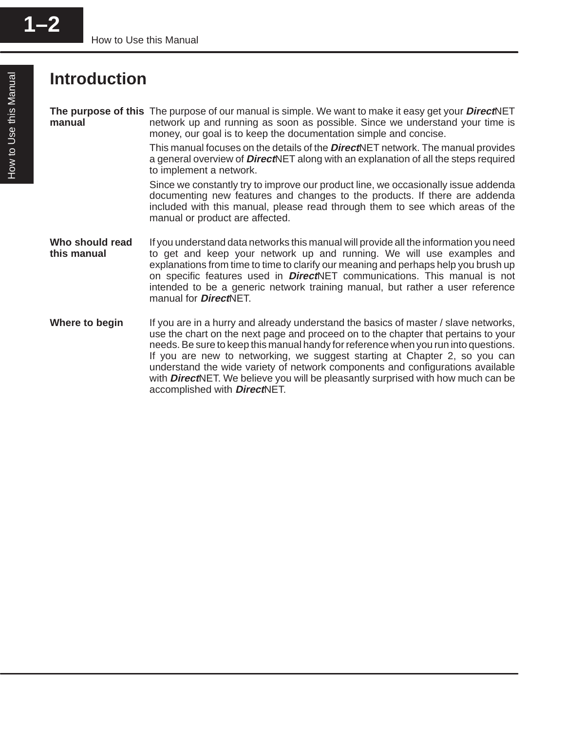# Introduction

**The purpose of this manual**

The purpose of our manual is simple. We want to make it easy get your ***Direct***NET network up and running as soon as possible. Since we understand your time is money, our goal is to keep the documentation simple and concise.

This manual focuses on the details of the ***Direct***NET network. The manual provides a general overview of ***Direct***NET along with an explanation of all the steps required to implement a network.

Since we constantly try to improve our product line, we occasionally issue addenda documenting new features and changes to the products. If there are addenda included with this manual, please read through them to see which areas of the manual or product are affected.

**Who should read this manual**

If you understand data networks this manual will provide all the information you need to get and keep your network up and running. We will use examples and explanations from time to time to clarify our meaning and perhaps help you brush up on specific features used in ***Direct***NET communications. This manual is not intended to be a generic network training manual, but rather a user reference manual for ***Direct***NET.

**Where to begin**

If you are in a hurry and already understand the basics of master / slave networks, use the chart on the next page and proceed on to the chapter that pertains to your needs. Be sure to keep this manual handy for reference when you run into questions. If you are new to networking, we suggest starting at Chapter 2, so you can understand the wide variety of network components and configurations available with ***Direct***NET. We believe you will be pleasantly surprised with how much can be accomplished with ***Direct***NET.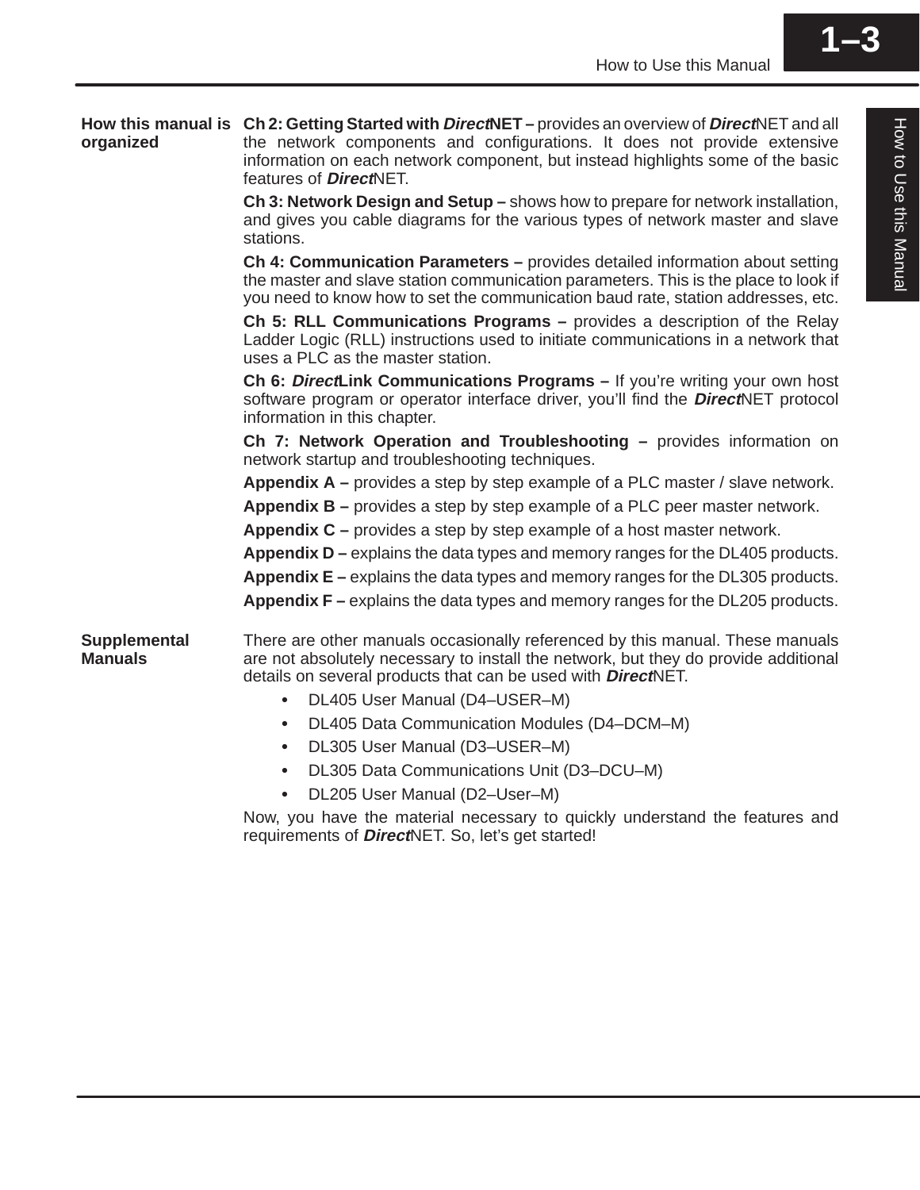## How this manual is organized

**Ch 2: Getting Started with *Direct*NET –** provides an overview of ***Direct***NET and all the network components and configurations. It does not provide extensive information on each network component, but instead highlights some of the basic features of ***Direct***NET.

**Ch 3: Network Design and Setup –** shows how to prepare for network installation, and gives you cable diagrams for the various types of network master and slave stations.

**Ch 4: Communication Parameters –** provides detailed information about setting the master and slave station communication parameters. This is the place to look if you need to know how to set the communication baud rate, station addresses, etc.

**Ch 5: RLL Communications Programs –** provides a description of the Relay Ladder Logic (RLL) instructions used to initiate communications in a network that uses a PLC as the master station.

**Ch 6: *Direct*Link Communications Programs –** If you're writing your own host software program or operator interface driver, you'll find the ***Direct***NET protocol information in this chapter.

**Ch 7: Network Operation and Troubleshooting –** provides information on network startup and troubleshooting techniques.

**Appendix A –** provides a step by step example of a PLC master / slave network.

**Appendix B –** provides a step by step example of a PLC peer master network.

**Appendix C –** provides a step by step example of a host master network.

**Appendix D –** explains the data types and memory ranges for the DL405 products.

**Appendix E –** explains the data types and memory ranges for the DL305 products.

**Appendix F –** explains the data types and memory ranges for the DL205 products.

## Supplemental Manuals

There are other manuals occasionally referenced by this manual. These manuals are not absolutely necessary to install the network, but they do provide additional details on several products that can be used with ***Direct***NET.

- DL405 User Manual (D4–USER–M)
- DL405 Data Communication Modules (D4–DCM–M)
- DL305 User Manual (D3–USER–M)
- DL305 Data Communications Unit (D3–DCU–M)
- DL205 User Manual (D2–User–M)

Now, you have the material necessary to quickly understand the features and requirements of ***Direct***NET. So, let's get started!